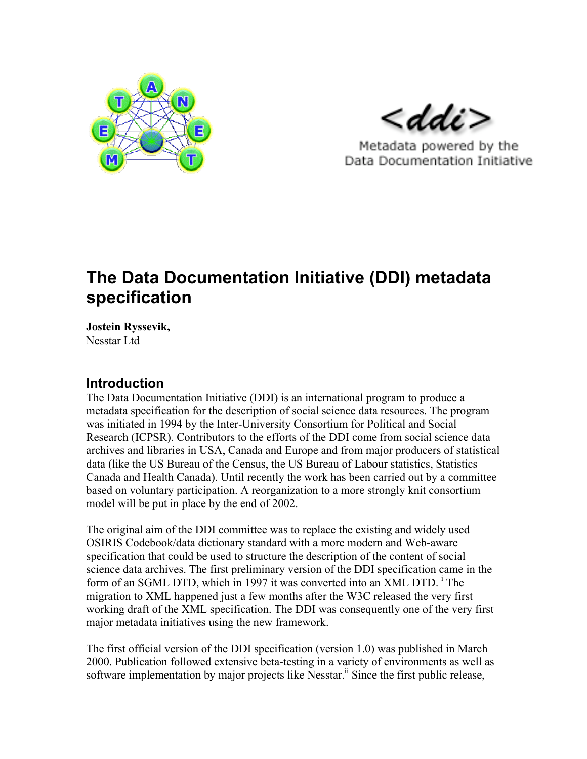# The Data Documentation Initiative (DDI) metadata specification

**Jostein Ryssevik,**
Nesstar Ltd

## Introduction

The Data Documentation Initiative (DDI) is an international program to produce a metadata specification for the description of social science data resources. The program was initiated in 1994 by the Inter-University Consortium for Political and Social Research (ICPSR). Contributors to the efforts of the DDI come from social science data archives and libraries in USA, Canada and Europe and from major producers of statistical data (like the US Bureau of the Census, the US Bureau of Labour statistics, Statistics Canada and Health Canada). Until recently the work has been carried out by a committee based on voluntary participation. A reorganization to a more strongly knit consortium model will be put in place by the end of 2002.

The original aim of the DDI committee was to replace the existing and widely used OSIRIS Codebook/data dictionary standard with a more modern and Web-aware specification that could be used to structure the description of the content of social science data archives. The first preliminary version of the DDI specification came in the form of an SGML DTD, which in 1997 it was converted into an XML DTD. [i] The migration to XML happened just a few months after the W3C released the very first working draft of the XML specification. The DDI was consequently one of the very first major metadata initiatives using the new framework.

The first official version of the DDI specification (version 1.0) was published in March 2000. Publication followed extensive beta-testing in a variety of environments as well as software implementation by major projects like Nesstar.[ii] Since the first public release,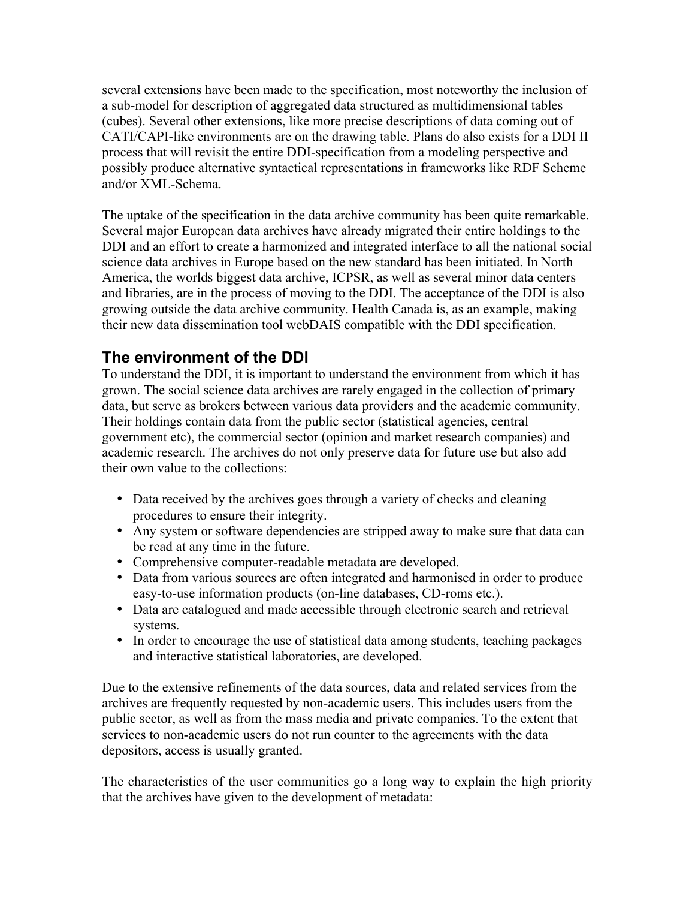several extensions have been made to the specification, most noteworthy the inclusion of a sub-model for description of aggregated data structured as multidimensional tables (cubes). Several other extensions, like more precise descriptions of data coming out of CATI/CAPI-like environments are on the drawing table. Plans do also exists for a DDI II process that will revisit the entire DDI-specification from a modeling perspective and possibly produce alternative syntactical representations in frameworks like RDF Scheme and/or XML-Schema.

The uptake of the specification in the data archive community has been quite remarkable. Several major European data archives have already migrated their entire holdings to the DDI and an effort to create a harmonized and integrated interface to all the national social science data archives in Europe based on the new standard has been initiated. In North America, the worlds biggest data archive, ICPSR, as well as several minor data centers and libraries, are in the process of moving to the DDI. The acceptance of the DDI is also growing outside the data archive community. Health Canada is, as an example, making their new data dissemination tool webDAIS compatible with the DDI specification.

## The environment of the DDI

To understand the DDI, it is important to understand the environment from which it has grown. The social science data archives are rarely engaged in the collection of primary data, but serve as brokers between various data providers and the academic community. Their holdings contain data from the public sector (statistical agencies, central government etc), the commercial sector (opinion and market research companies) and academic research. The archives do not only preserve data for future use but also add their own value to the collections:

- Data received by the archives goes through a variety of checks and cleaning procedures to ensure their integrity.
- Any system or software dependencies are stripped away to make sure that data can be read at any time in the future.
- Comprehensive computer-readable metadata are developed.
- Data from various sources are often integrated and harmonised in order to produce easy-to-use information products (on-line databases, CD-roms etc.).
- Data are catalogued and made accessible through electronic search and retrieval systems.
- In order to encourage the use of statistical data among students, teaching packages and interactive statistical laboratories, are developed.

Due to the extensive refinements of the data sources, data and related services from the archives are frequently requested by non-academic users. This includes users from the public sector, as well as from the mass media and private companies. To the extent that services to non-academic users do not run counter to the agreements with the data depositors, access is usually granted.

The characteristics of the user communities go a long way to explain the high priority that the archives have given to the development of metadata: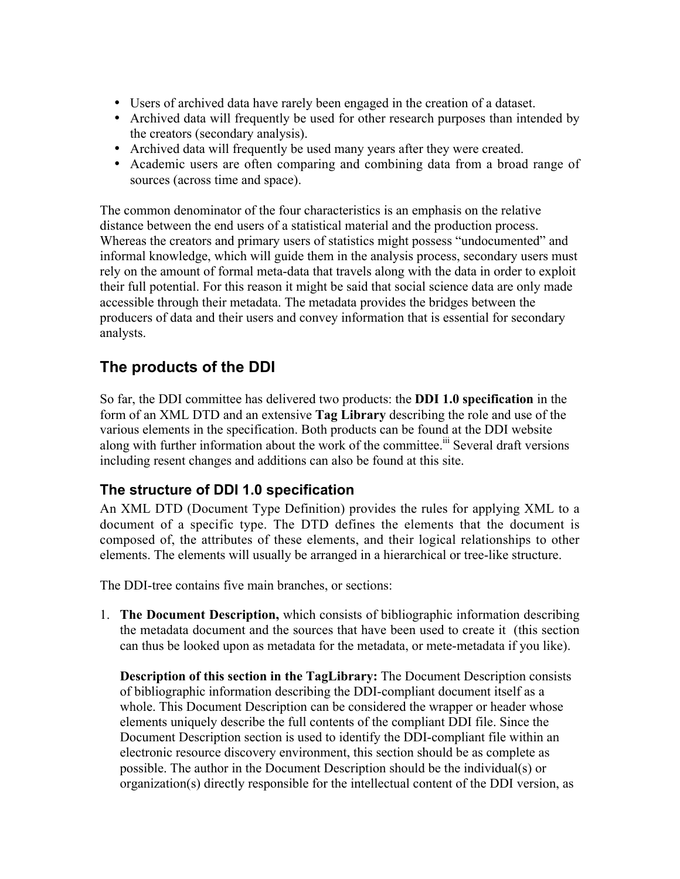- Users of archived data have rarely been engaged in the creation of a dataset.
- Archived data will frequently be used for other research purposes than intended by the creators (secondary analysis).
- Archived data will frequently be used many years after they were created.
- Academic users are often comparing and combining data from a broad range of sources (across time and space).

The common denominator of the four characteristics is an emphasis on the relative distance between the end users of a statistical material and the production process. Whereas the creators and primary users of statistics might possess "undocumented" and informal knowledge, which will guide them in the analysis process, secondary users must rely on the amount of formal meta-data that travels along with the data in order to exploit their full potential. For this reason it might be said that social science data are only made accessible through their metadata. The metadata provides the bridges between the producers of data and their users and convey information that is essential for secondary analysts.

## The products of the DDI

So far, the DDI committee has delivered two products: the **DDI 1.0 specification** in the form of an XML DTD and an extensive **Tag Library** describing the role and use of the various elements in the specification. Both products can be found at the DDI website along with further information about the work of the committee.[iii] Several draft versions including resent changes and additions can also be found at this site.

### The structure of DDI 1.0 specification

An XML DTD (Document Type Definition) provides the rules for applying XML to a document of a specific type. The DTD defines the elements that the document is composed of, the attributes of these elements, and their logical relationships to other elements. The elements will usually be arranged in a hierarchical or tree-like structure.

The DDI-tree contains five main branches, or sections:

1. **The Document Description,** which consists of bibliographic information describing the metadata document and the sources that have been used to create it (this section can thus be looked upon as metadata for the metadata, or mete-metadata if you like).

   **Description of this section in the TagLibrary:** The Document Description consists of bibliographic information describing the DDI-compliant document itself as a whole. This Document Description can be considered the wrapper or header whose elements uniquely describe the full contents of the compliant DDI file. Since the Document Description section is used to identify the DDI-compliant file within an electronic resource discovery environment, this section should be as complete as possible. The author in the Document Description should be the individual(s) or organization(s) directly responsible for the intellectual content of the DDI version, as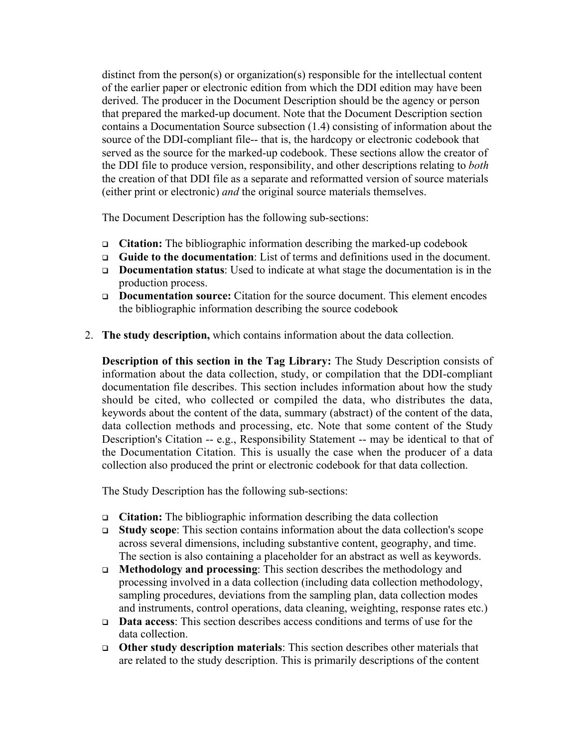distinct from the person(s) or organization(s) responsible for the intellectual content of the earlier paper or electronic edition from which the DDI edition may have been derived. The producer in the Document Description should be the agency or person that prepared the marked-up document. Note that the Document Description section contains a Documentation Source subsection (1.4) consisting of information about the source of the DDI-compliant file-- that is, the hardcopy or electronic codebook that served as the source for the marked-up codebook. These sections allow the creator of the DDI file to produce version, responsibility, and other descriptions relating to *both* the creation of that DDI file as a separate and reformatted version of source materials (either print or electronic) *and* the original source materials themselves.

The Document Description has the following sub-sections:

- **Citation:** The bibliographic information describing the marked-up codebook
- **Guide to the documentation**: List of terms and definitions used in the document.
- **Documentation status**: Used to indicate at what stage the documentation is in the production process.
- **Documentation source:** Citation for the source document. This element encodes the bibliographic information describing the source codebook

2. **The study description,** which contains information about the data collection.

   **Description of this section in the Tag Library:** The Study Description consists of information about the data collection, study, or compilation that the DDI-compliant documentation file describes. This section includes information about how the study should be cited, who collected or compiled the data, who distributes the data, keywords about the content of the data, summary (abstract) of the content of the data, data collection methods and processing, etc. Note that some content of the Study Description's Citation -- e.g., Responsibility Statement -- may be identical to that of the Documentation Citation. This is usually the case when the producer of a data collection also produced the print or electronic codebook for that data collection.

   The Study Description has the following sub-sections:

   - **Citation:** The bibliographic information describing the data collection
   - **Study scope**: This section contains information about the data collection's scope across several dimensions, including substantive content, geography, and time. The section is also containing a placeholder for an abstract as well as keywords.
   - **Methodology and processing**: This section describes the methodology and processing involved in a data collection (including data collection methodology, sampling procedures, deviations from the sampling plan, data collection modes and instruments, control operations, data cleaning, weighting, response rates etc.)
   - **Data access**: This section describes access conditions and terms of use for the data collection.
   - **Other study description materials**: This section describes other materials that are related to the study description. This is primarily descriptions of the content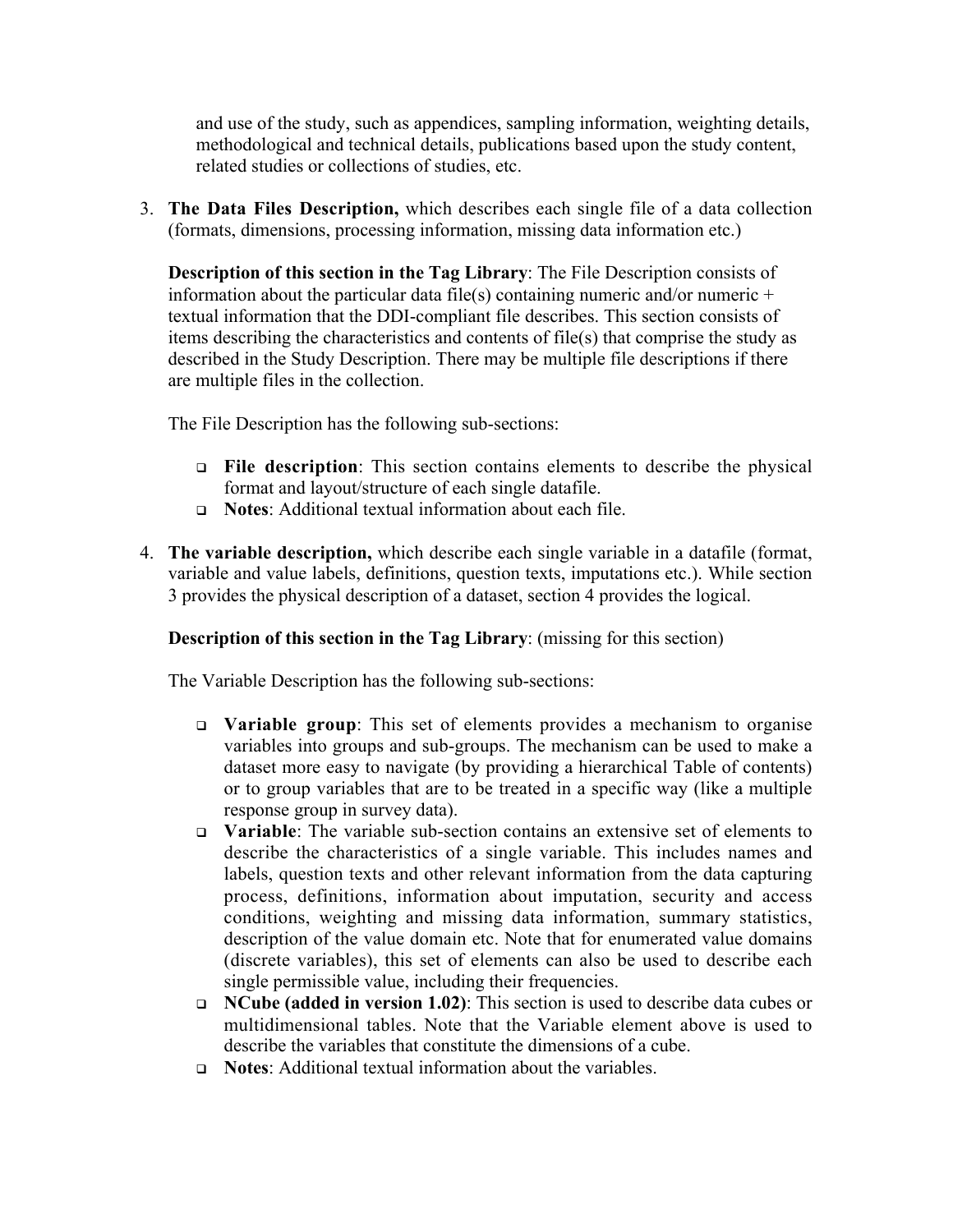and use of the study, such as appendices, sampling information, weighting details, methodological and technical details, publications based upon the study content, related studies or collections of studies, etc.

3. **The Data Files Description,** which describes each single file of a data collection (formats, dimensions, processing information, missing data information etc.)

   **Description of this section in the Tag Library**: The File Description consists of information about the particular data file(s) containing numeric and/or numeric + textual information that the DDI-compliant file describes. This section consists of items describing the characteristics and contents of file(s) that comprise the study as described in the Study Description. There may be multiple file descriptions if there are multiple files in the collection.

   The File Description has the following sub-sections:

   - **File description**: This section contains elements to describe the physical format and layout/structure of each single datafile.
   - **Notes**: Additional textual information about each file.

4. **The variable description,** which describe each single variable in a datafile (format, variable and value labels, definitions, question texts, imputations etc.). While section 3 provides the physical description of a dataset, section 4 provides the logical.

   **Description of this section in the Tag Library**: (missing for this section)

   The Variable Description has the following sub-sections:

   - **Variable group**: This set of elements provides a mechanism to organise variables into groups and sub-groups. The mechanism can be used to make a dataset more easy to navigate (by providing a hierarchical Table of contents) or to group variables that are to be treated in a specific way (like a multiple response group in survey data).
   - **Variable**: The variable sub-section contains an extensive set of elements to describe the characteristics of a single variable. This includes names and labels, question texts and other relevant information from the data capturing process, definitions, information about imputation, security and access conditions, weighting and missing data information, summary statistics, description of the value domain etc. Note that for enumerated value domains (discrete variables), this set of elements can also be used to describe each single permissible value, including their frequencies.
   - **NCube (added in version 1.02)**: This section is used to describe data cubes or multidimensional tables. Note that the Variable element above is used to describe the variables that constitute the dimensions of a cube.
   - **Notes**: Additional textual information about the variables.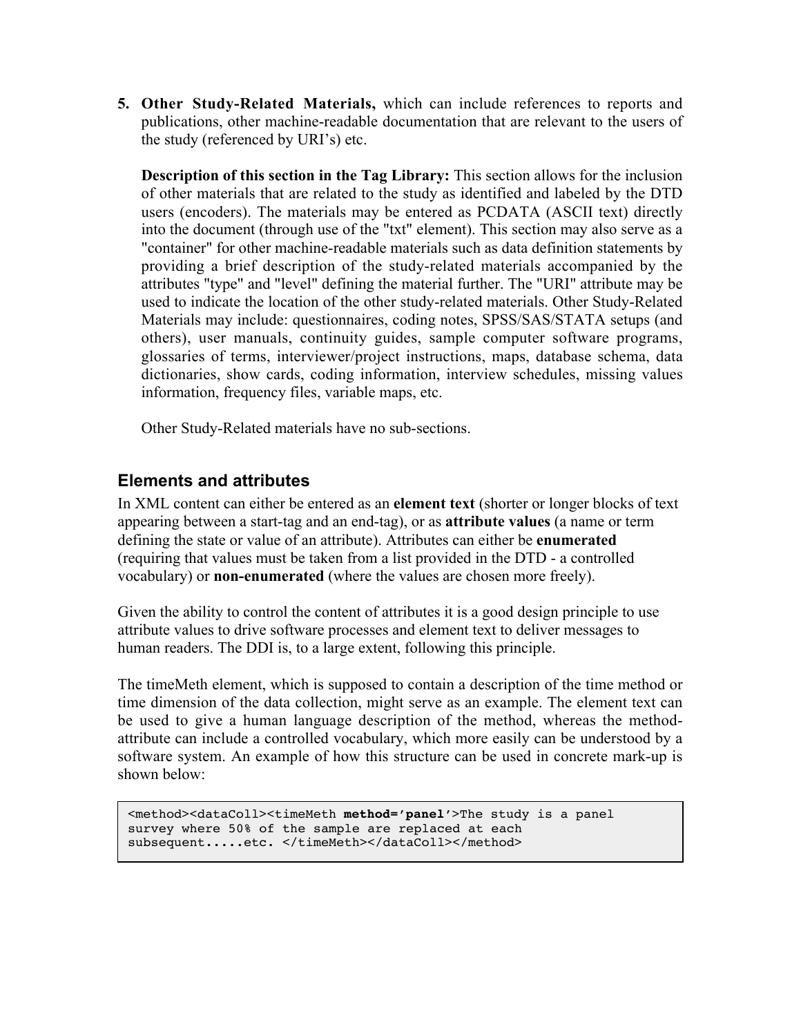5. **Other Study-Related Materials,** which can include references to reports and publications, other machine-readable documentation that are relevant to the users of the study (referenced by URI's) etc.

   **Description of this section in the Tag Library:** This section allows for the inclusion of other materials that are related to the study as identified and labeled by the DTD users (encoders). The materials may be entered as PCDATA (ASCII text) directly into the document (through use of the "txt" element). This section may also serve as a "container" for other machine-readable materials such as data definition statements by providing a brief description of the study-related materials accompanied by the attributes "type" and "level" defining the material further. The "URI" attribute may be used to indicate the location of the other study-related materials. Other Study-Related Materials may include: questionnaires, coding notes, SPSS/SAS/STATA setups (and others), user manuals, continuity guides, sample computer software programs, glossaries of terms, interviewer/project instructions, maps, database schema, data dictionaries, show cards, coding information, interview schedules, missing values information, frequency files, variable maps, etc.

   Other Study-Related materials have no sub-sections.

## Elements and attributes

In XML content can either be entered as an **element text** (shorter or longer blocks of text appearing between a start-tag and an end-tag), or as **attribute values** (a name or term defining the state or value of an attribute). Attributes can either be **enumerated** (requiring that values must be taken from a list provided in the DTD - a controlled vocabulary) or **non-enumerated** (where the values are chosen more freely).

Given the ability to control the content of attributes it is a good design principle to use attribute values to drive software processes and element text to deliver messages to human readers. The DDI is, to a large extent, following this principle.

The timeMeth element, which is supposed to contain a description of the time method or time dimension of the data collection, might serve as an example. The element text can be used to give a human language description of the method, whereas the method-attribute can include a controlled vocabulary, which more easily can be understood by a software system. An example of how this structure can be used in concrete mark-up is shown below:

```
<method><dataColl><timeMeth method='panel'>The study is a panel
survey where 50% of the sample are replaced at each
subsequent.....etc. </timeMeth></dataColl></method>
```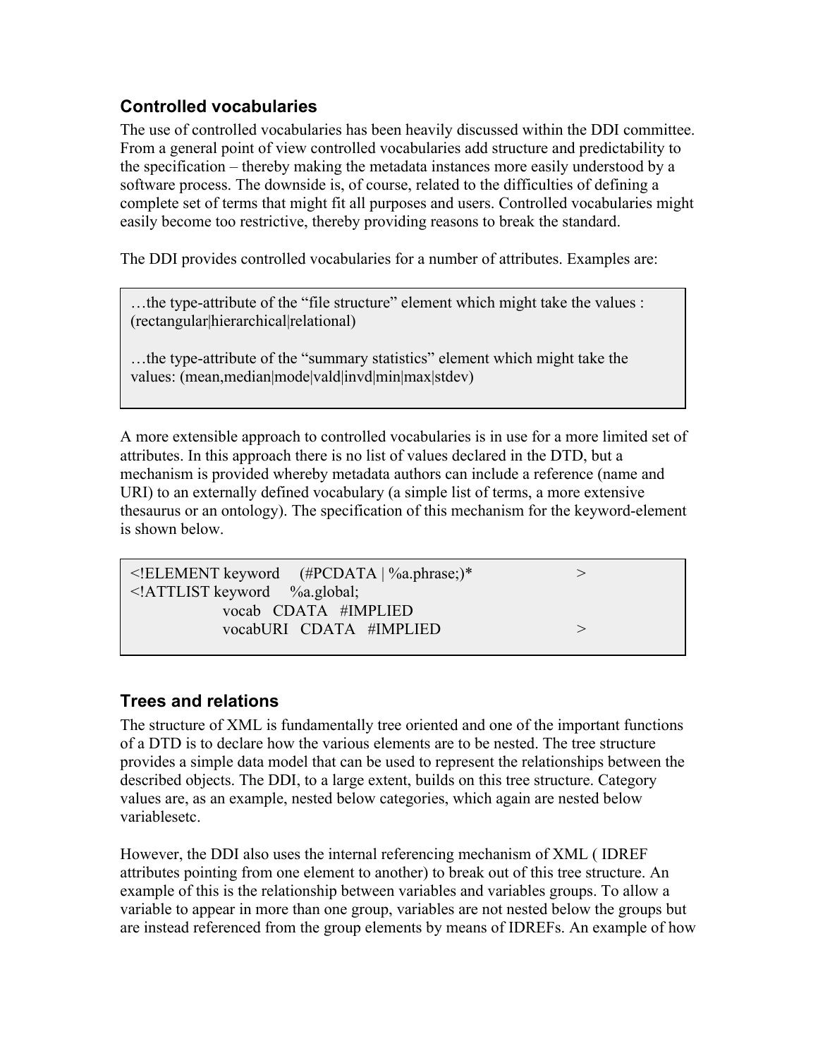## Controlled vocabularies

The use of controlled vocabularies has been heavily discussed within the DDI committee. From a general point of view controlled vocabularies add structure and predictability to the specification – thereby making the metadata instances more easily understood by a software process. The downside is, of course, related to the difficulties of defining a complete set of terms that might fit all purposes and users. Controlled vocabularies might easily become too restrictive, thereby providing reasons to break the standard.

The DDI provides controlled vocabularies for a number of attributes. Examples are:

> …the type-attribute of the "file structure" element which might take the values : (rectangular|hierarchical|relational)
>
> …the type-attribute of the "summary statistics" element which might take the values: (mean,median|mode|vald|invd|min|max|stdev)

A more extensible approach to controlled vocabularies is in use for a more limited set of attributes. In this approach there is no list of values declared in the DTD, but a mechanism is provided whereby metadata authors can include a reference (name and URI) to an externally defined vocabulary (a simple list of terms, a more extensive thesaurus or an ontology). The specification of this mechanism for the keyword-element is shown below.

```
<!ELEMENT keyword     (#PCDATA | %a.phrase;)*                    >
<!ATTLIST keyword     %a.global;
                 vocab   CDATA   #IMPLIED
                 vocabURI   CDATA   #IMPLIED                     >
```

## Trees and relations

The structure of XML is fundamentally tree oriented and one of the important functions of a DTD is to declare how the various elements are to be nested. The tree structure provides a simple data model that can be used to represent the relationships between the described objects. The DDI, to a large extent, builds on this tree structure. Category values are, as an example, nested below categories, which again are nested below variablesetc.

However, the DDI also uses the internal referencing mechanism of XML ( IDREF attributes pointing from one element to another) to break out of this tree structure. An example of this is the relationship between variables and variables groups. To allow a variable to appear in more than one group, variables are not nested below the groups but are instead referenced from the group elements by means of IDREFs. An example of how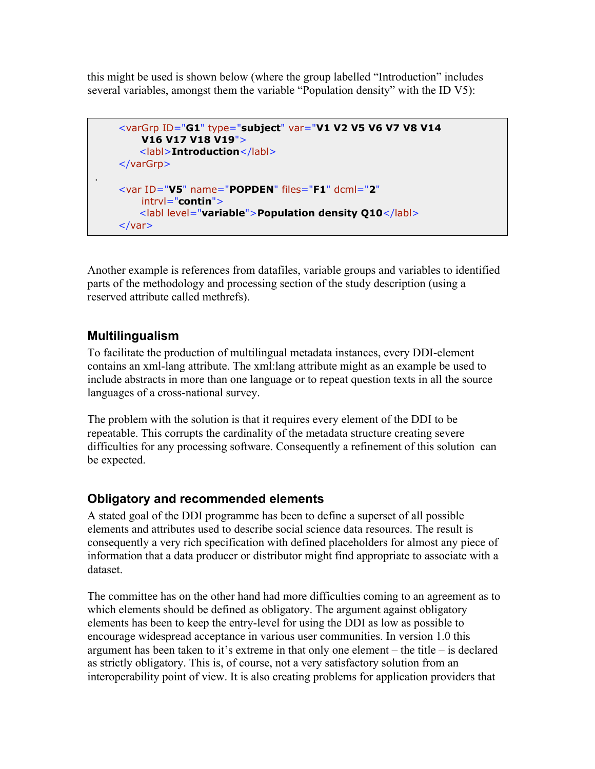this might be used is shown below (where the group labelled "Introduction" includes several variables, amongst them the variable "Population density" with the ID V5):

```
<varGrp ID="G1" type="subject" var="V1 V2 V5 V6 V7 V8 V14
    V16 V17 V18 V19">
    <labl>Introduction</labl>
</varGrp>
.
<var ID="V5" name="POPDEN" files="F1" dcml="2"
    intrvl="contin">
    <labl level="variable">Population density Q10</labl>
</var>
```

Another example is references from datafiles, variable groups and variables to identified parts of the methodology and processing section of the study description (using a reserved attribute called methrefs).

## Multilingualism

To facilitate the production of multilingual metadata instances, every DDI-element contains an xml-lang attribute. The xml:lang attribute might as an example be used to include abstracts in more than one language or to repeat question texts in all the source languages of a cross-national survey.

The problem with the solution is that it requires every element of the DDI to be repeatable. This corrupts the cardinality of the metadata structure creating severe difficulties for any processing software. Consequently a refinement of this solution can be expected.

## Obligatory and recommended elements

A stated goal of the DDI programme has been to define a superset of all possible elements and attributes used to describe social science data resources. The result is consequently a very rich specification with defined placeholders for almost any piece of information that a data producer or distributor might find appropriate to associate with a dataset.

The committee has on the other hand had more difficulties coming to an agreement as to which elements should be defined as obligatory. The argument against obligatory elements has been to keep the entry-level for using the DDI as low as possible to encourage widespread acceptance in various user communities. In version 1.0 this argument has been taken to it's extreme in that only one element – the title – is declared as strictly obligatory. This is, of course, not a very satisfactory solution from an interoperability point of view. It is also creating problems for application providers that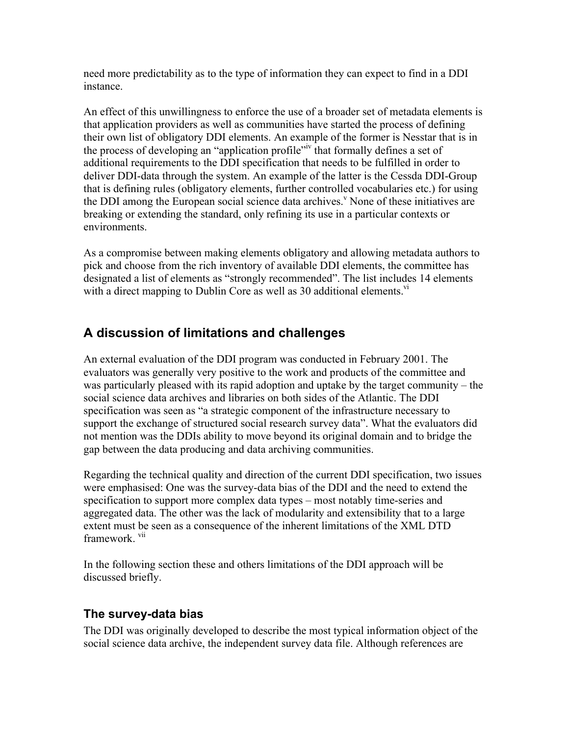need more predictability as to the type of information they can expect to find in a DDI instance.

An effect of this unwillingness to enforce the use of a broader set of metadata elements is that application providers as well as communities have started the process of defining their own list of obligatory DDI elements. An example of the former is Nesstar that is in the process of developing an “application profile”[iv] that formally defines a set of additional requirements to the DDI specification that needs to be fulfilled in order to deliver DDI-data through the system. An example of the latter is the Cessda DDI-Group that is defining rules (obligatory elements, further controlled vocabularies etc.) for using the DDI among the European social science data archives.[v] None of these initiatives are breaking or extending the standard, only refining its use in a particular contexts or environments.

As a compromise between making elements obligatory and allowing metadata authors to pick and choose from the rich inventory of available DDI elements, the committee has designated a list of elements as “strongly recommended”. The list includes 14 elements with a direct mapping to Dublin Core as well as 30 additional elements.[vi]

## A discussion of limitations and challenges

An external evaluation of the DDI program was conducted in February 2001. The evaluators was generally very positive to the work and products of the committee and was particularly pleased with its rapid adoption and uptake by the target community – the social science data archives and libraries on both sides of the Atlantic. The DDI specification was seen as “a strategic component of the infrastructure necessary to support the exchange of structured social research survey data”. What the evaluators did not mention was the DDIs ability to move beyond its original domain and to bridge the gap between the data producing and data archiving communities.

Regarding the technical quality and direction of the current DDI specification, two issues were emphasised: One was the survey-data bias of the DDI and the need to extend the specification to support more complex data types – most notably time-series and aggregated data. The other was the lack of modularity and extensibility that to a large extent must be seen as a consequence of the inherent limitations of the XML DTD framework. [vii]

In the following section these and others limitations of the DDI approach will be discussed briefly.

### The survey-data bias

The DDI was originally developed to describe the most typical information object of the social science data archive, the independent survey data file. Although references are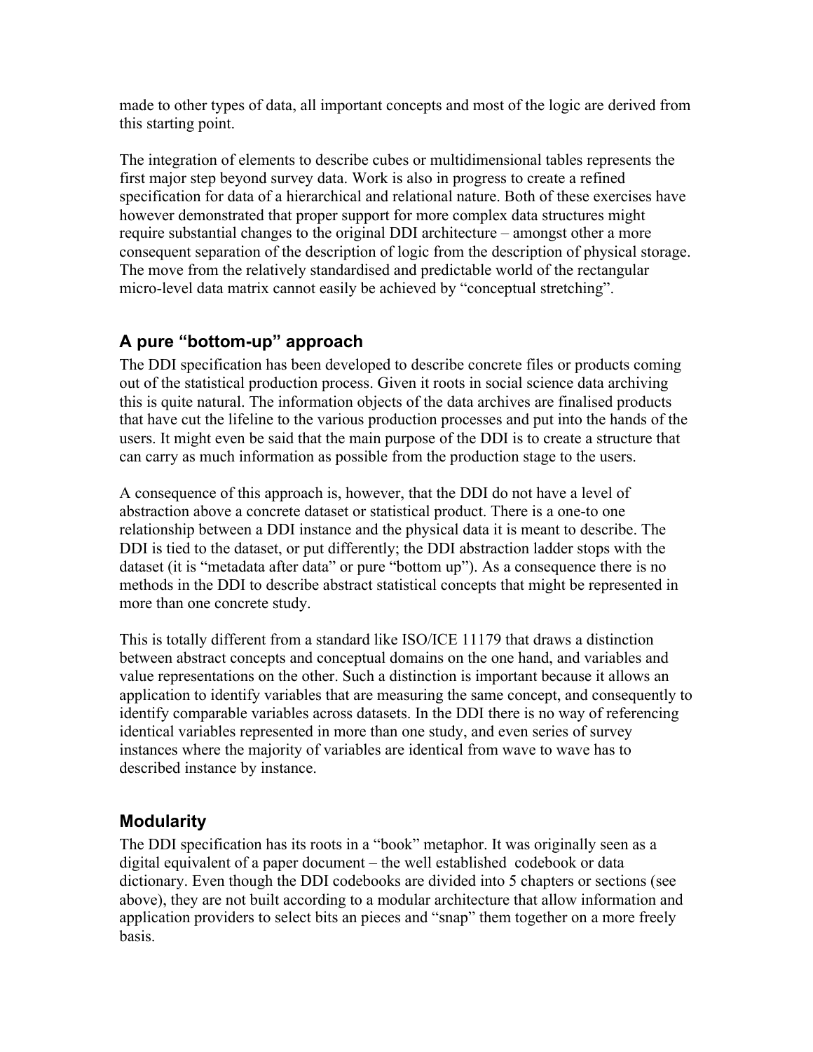made to other types of data, all important concepts and most of the logic are derived from this starting point.

The integration of elements to describe cubes or multidimensional tables represents the first major step beyond survey data. Work is also in progress to create a refined specification for data of a hierarchical and relational nature. Both of these exercises have however demonstrated that proper support for more complex data structures might require substantial changes to the original DDI architecture – amongst other a more consequent separation of the description of logic from the description of physical storage. The move from the relatively standardised and predictable world of the rectangular micro-level data matrix cannot easily be achieved by "conceptual stretching".

## A pure "bottom-up" approach

The DDI specification has been developed to describe concrete files or products coming out of the statistical production process. Given it roots in social science data archiving this is quite natural. The information objects of the data archives are finalised products that have cut the lifeline to the various production processes and put into the hands of the users. It might even be said that the main purpose of the DDI is to create a structure that can carry as much information as possible from the production stage to the users.

A consequence of this approach is, however, that the DDI do not have a level of abstraction above a concrete dataset or statistical product. There is a one-to one relationship between a DDI instance and the physical data it is meant to describe. The DDI is tied to the dataset, or put differently; the DDI abstraction ladder stops with the dataset (it is "metadata after data" or pure "bottom up"). As a consequence there is no methods in the DDI to describe abstract statistical concepts that might be represented in more than one concrete study.

This is totally different from a standard like ISO/ICE 11179 that draws a distinction between abstract concepts and conceptual domains on the one hand, and variables and value representations on the other. Such a distinction is important because it allows an application to identify variables that are measuring the same concept, and consequently to identify comparable variables across datasets. In the DDI there is no way of referencing identical variables represented in more than one study, and even series of survey instances where the majority of variables are identical from wave to wave has to described instance by instance.

## Modularity

The DDI specification has its roots in a "book" metaphor. It was originally seen as a digital equivalent of a paper document – the well established codebook or data dictionary. Even though the DDI codebooks are divided into 5 chapters or sections (see above), they are not built according to a modular architecture that allow information and application providers to select bits an pieces and "snap" them together on a more freely basis.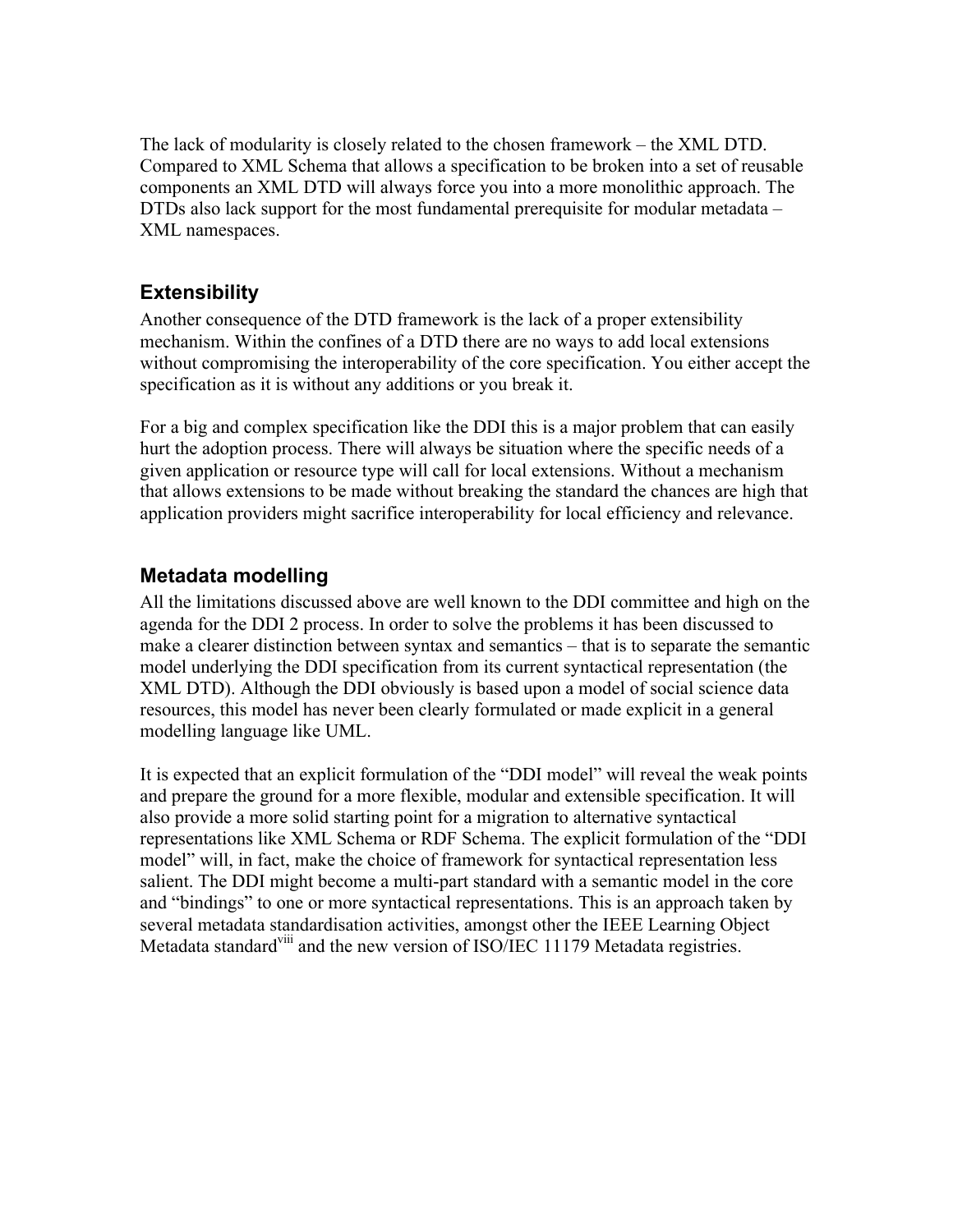The lack of modularity is closely related to the chosen framework – the XML DTD. Compared to XML Schema that allows a specification to be broken into a set of reusable components an XML DTD will always force you into a more monolithic approach. The DTDs also lack support for the most fundamental prerequisite for modular metadata – XML namespaces.

### Extensibility

Another consequence of the DTD framework is the lack of a proper extensibility mechanism. Within the confines of a DTD there are no ways to add local extensions without compromising the interoperability of the core specification. You either accept the specification as it is without any additions or you break it.

For a big and complex specification like the DDI this is a major problem that can easily hurt the adoption process. There will always be situation where the specific needs of a given application or resource type will call for local extensions. Without a mechanism that allows extensions to be made without breaking the standard the chances are high that application providers might sacrifice interoperability for local efficiency and relevance.

### Metadata modelling

All the limitations discussed above are well known to the DDI committee and high on the agenda for the DDI 2 process. In order to solve the problems it has been discussed to make a clearer distinction between syntax and semantics – that is to separate the semantic model underlying the DDI specification from its current syntactical representation (the XML DTD). Although the DDI obviously is based upon a model of social science data resources, this model has never been clearly formulated or made explicit in a general modelling language like UML.

It is expected that an explicit formulation of the "DDI model" will reveal the weak points and prepare the ground for a more flexible, modular and extensible specification. It will also provide a more solid starting point for a migration to alternative syntactical representations like XML Schema or RDF Schema. The explicit formulation of the "DDI model" will, in fact, make the choice of framework for syntactical representation less salient. The DDI might become a multi-part standard with a semantic model in the core and "bindings" to one or more syntactical representations. This is an approach taken by several metadata standardisation activities, amongst other the IEEE Learning Object Metadata standard[viii] and the new version of ISO/IEC 11179 Metadata registries.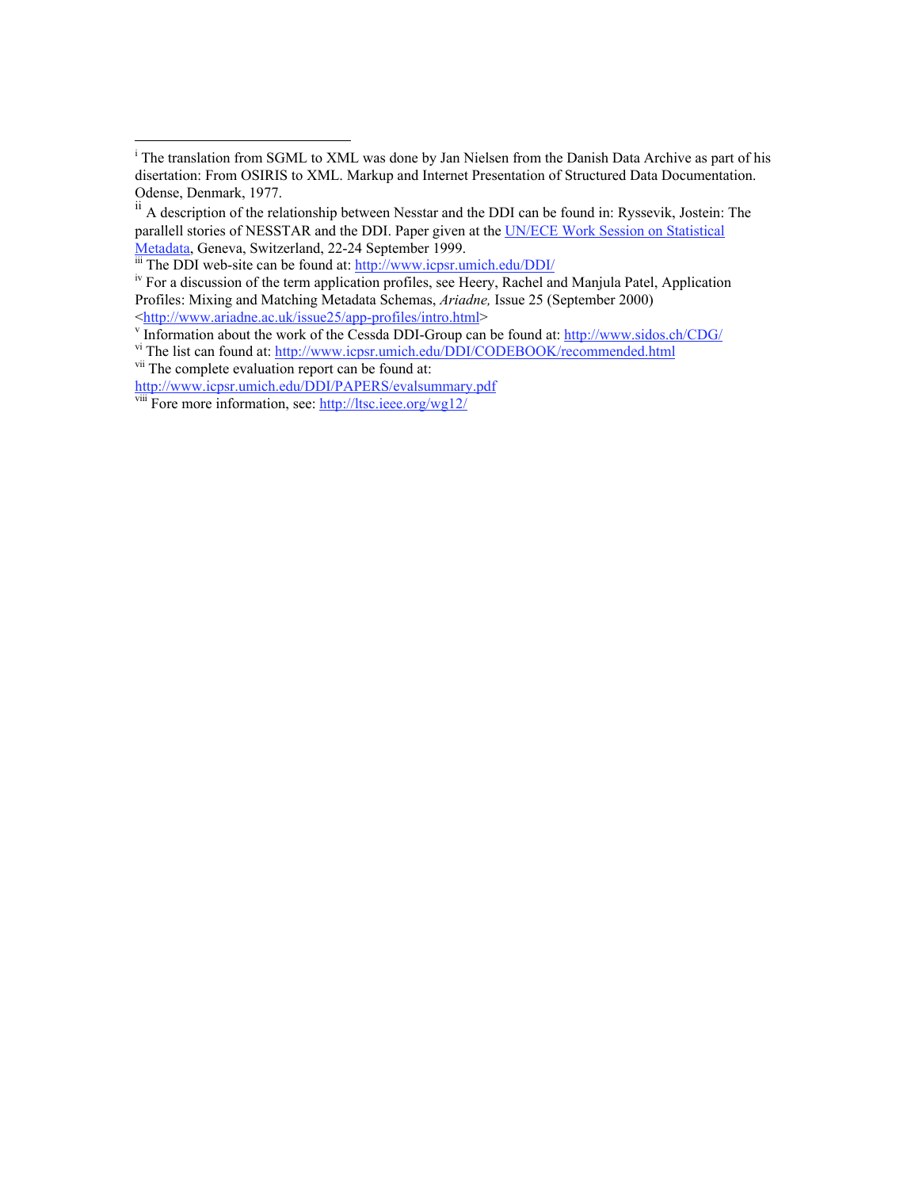---

[i] The translation from SGML to XML was done by Jan Nielsen from the Danish Data Archive as part of his disertation: From OSIRIS to XML. Markup and Internet Presentation of Structured Data Documentation. Odense, Denmark, 1977.

[ii] A description of the relationship between Nesstar and the DDI can be found in: Ryssevik, Jostein: The parallell stories of NESSTAR and the DDI. Paper given at the [UN/ECE Work Session on Statistical Metadata](), Geneva, Switzerland, 22-24 September 1999.

[iii] The DDI web-site can be found at: http://www.icpsr.umich.edu/DDI/

[iv] For a discussion of the term application profiles, see Heery, Rachel and Manjula Patel, Application Profiles: Mixing and Matching Metadata Schemas, *Ariadne,* Issue 25 (September 2000) <http://www.ariadne.ac.uk/issue25/app-profiles/intro.html>

[v] Information about the work of the Cessda DDI-Group can be found at: http://www.sidos.ch/CDG/

[vi] The list can found at: http://www.icpsr.umich.edu/DDI/CODEBOOK/recommended.html

[vii] The complete evaluation report can be found at: http://www.icpsr.umich.edu/DDI/PAPERS/evalsummary.pdf

[viii] Fore more information, see: http://ltsc.ieee.org/wg12/